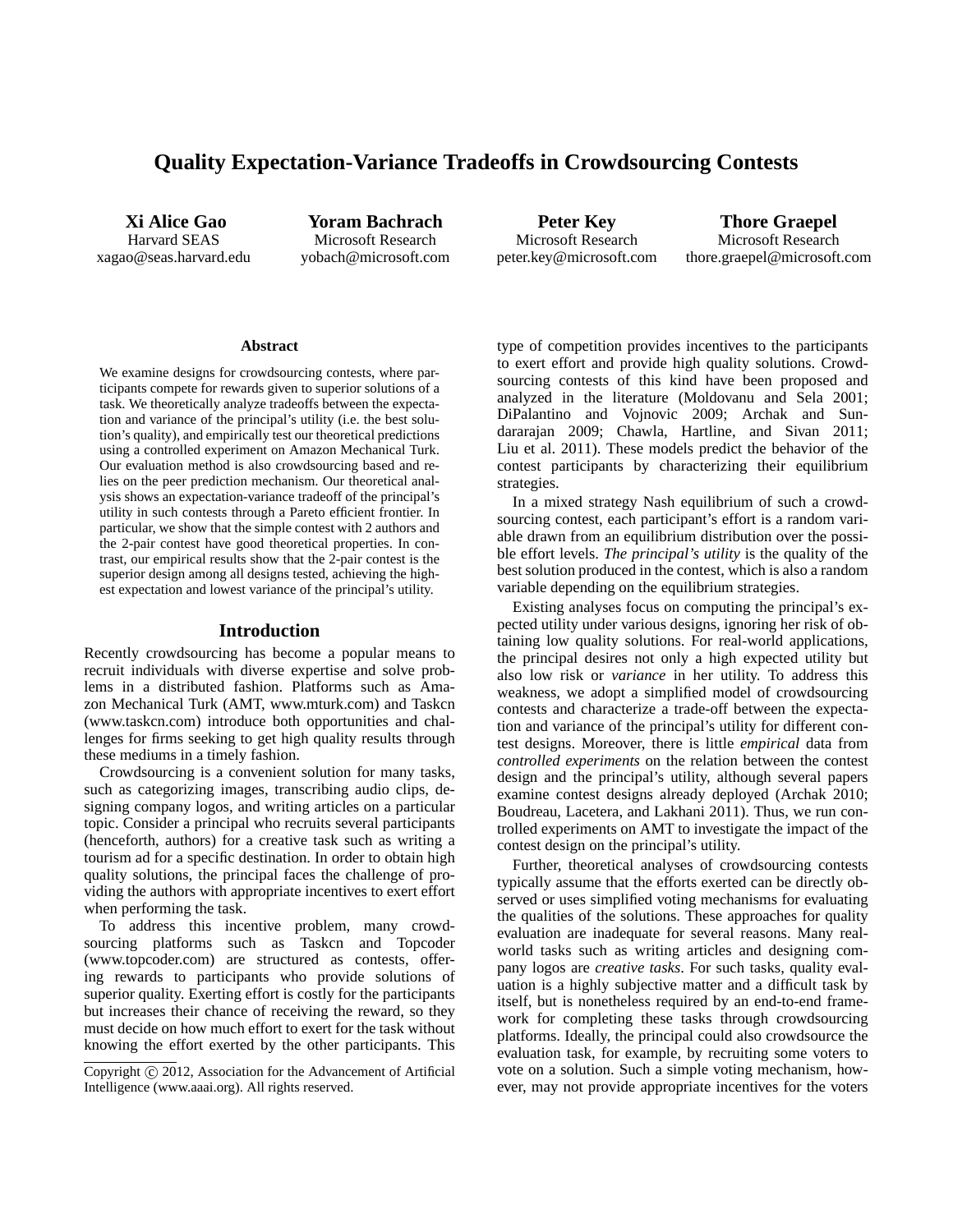# Quality Expectation-Variance Tradeoffs in Crowdsourcing Contests

**Xi Alice Gao**
Harvard SEAS
xagao@seas.harvard.edu

**Yoram Bachrach**
Microsoft Research
yobach@microsoft.com

**Peter Key**
Microsoft Research
peter.key@microsoft.com

**Thore Graepel**
Microsoft Research
thore.graepel@microsoft.com

### Abstract

We examine designs for crowdsourcing contests, where participants compete for rewards given to superior solutions of a task. We theoretically analyze tradeoffs between the expectation and variance of the principal's utility (i.e. the best solution's quality), and empirically test our theoretical predictions using a controlled experiment on Amazon Mechanical Turk. Our evaluation method is also crowdsourcing based and relies on the peer prediction mechanism. Our theoretical analysis shows an expectation-variance tradeoff of the principal's utility in such contests through a Pareto efficient frontier. In particular, we show that the simple contest with 2 authors and the 2-pair contest have good theoretical properties. In contrast, our empirical results show that the 2-pair contest is the superior design among all designs tested, achieving the highest expectation and lowest variance of the principal's utility.

## Introduction

Recently crowdsourcing has become a popular means to recruit individuals with diverse expertise and solve problems in a distributed fashion. Platforms such as Amazon Mechanical Turk (AMT, www.mturk.com) and Taskcn (www.taskcn.com) introduce both opportunities and challenges for firms seeking to get high quality results through these mediums in a timely fashion.

Crowdsourcing is a convenient solution for many tasks, such as categorizing images, transcribing audio clips, designing company logos, and writing articles on a particular topic. Consider a principal who recruits several participants (henceforth, authors) for a creative task such as writing a tourism ad for a specific destination. In order to obtain high quality solutions, the principal faces the challenge of providing the authors with appropriate incentives to exert effort when performing the task.

To address this incentive problem, many crowdsourcing platforms such as Taskcn and Topcoder (www.topcoder.com) are structured as contests, offering rewards to participants who provide solutions of superior quality. Exerting effort is costly for the participants but increases their chance of receiving the reward, so they must decide on how much effort to exert for the task without knowing the effort exerted by the other participants. This type of competition provides incentives to the participants to exert effort and provide high quality solutions. Crowdsourcing contests of this kind have been proposed and analyzed in the literature (Moldovanu and Sela 2001; DiPalantino and Vojnovic 2009; Archak and Sundararajan 2009; Chawla, Hartline, and Sivan 2011; Liu et al. 2011). These models predict the behavior of the contest participants by characterizing their equilibrium strategies.

In a mixed strategy Nash equilibrium of such a crowdsourcing contest, each participant's effort is a random variable drawn from an equilibrium distribution over the possible effort levels. *The principal's utility* is the quality of the best solution produced in the contest, which is also a random variable depending on the equilibrium strategies.

Existing analyses focus on computing the principal's expected utility under various designs, ignoring her risk of obtaining low quality solutions. For real-world applications, the principal desires not only a high expected utility but also low risk or *variance* in her utility. To address this weakness, we adopt a simplified model of crowdsourcing contests and characterize a trade-off between the expectation and variance of the principal's utility for different contest designs. Moreover, there is little *empirical* data from *controlled experiments* on the relation between the contest design and the principal's utility, although several papers examine contest designs already deployed (Archak 2010; Boudreau, Lacetera, and Lakhani 2011). Thus, we run controlled experiments on AMT to investigate the impact of the contest design on the principal's utility.

Further, theoretical analyses of crowdsourcing contests typically assume that the efforts exerted can be directly observed or uses simplified voting mechanisms for evaluating the qualities of the solutions. These approaches for quality evaluation are inadequate for several reasons. Many real-world tasks such as writing articles and designing company logos are *creative tasks*. For such tasks, quality evaluation is a highly subjective matter and a difficult task by itself, but is nonetheless required by an end-to-end framework for completing these tasks through crowdsourcing platforms. Ideally, the principal could also crowdsource the evaluation task, for example, by recruiting some voters to vote on a solution. Such a simple voting mechanism, however, may not provide appropriate incentives for the voters

Copyright © 2012, Association for the Advancement of Artificial Intelligence (www.aaai.org). All rights reserved.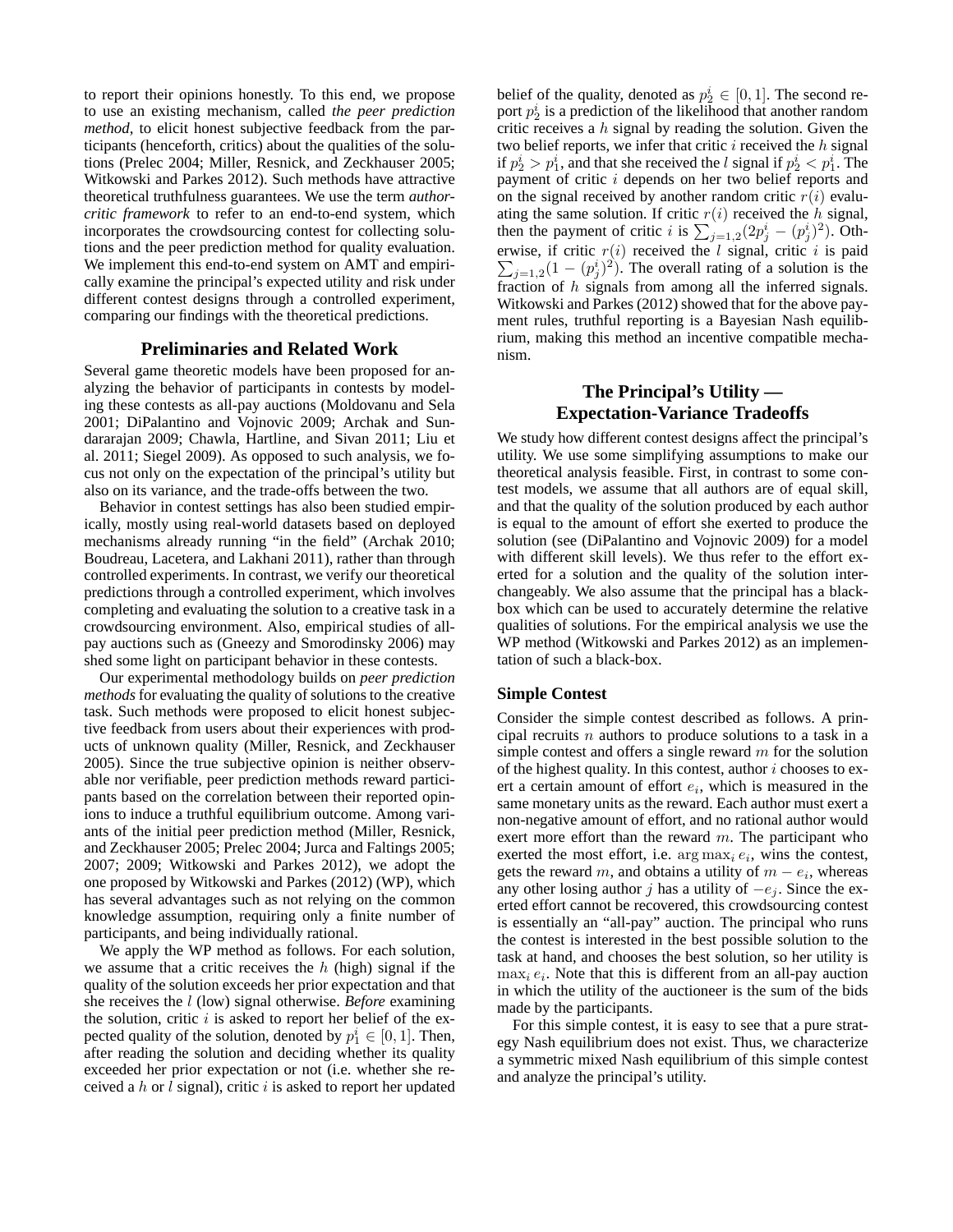to report their opinions honestly. To this end, we propose to use an existing mechanism, called *the peer prediction method*, to elicit honest subjective feedback from the participants (henceforth, critics) about the qualities of the solutions (Prelec 2004; Miller, Resnick, and Zeckhauser 2005; Witkowski and Parkes 2012). Such methods have attractive theoretical truthfulness guarantees. We use the term *author-critic framework* to refer to an end-to-end system, which incorporates the crowdsourcing contest for collecting solutions and the peer prediction method for quality evaluation. We implement this end-to-end system on AMT and empirically examine the principal's expected utility and risk under different contest designs through a controlled experiment, comparing our findings with the theoretical predictions.

## Preliminaries and Related Work

Several game theoretic models have been proposed for analyzing the behavior of participants in contests by modeling these contests as all-pay auctions (Moldovanu and Sela 2001; DiPalantino and Vojnovic 2009; Archak and Sundararajan 2009; Chawla, Hartline, and Sivan 2011; Liu et al. 2011; Siegel 2009). As opposed to such analysis, we focus not only on the expectation of the principal's utility but also on its variance, and the trade-offs between the two.

Behavior in contest settings has also been studied empirically, mostly using real-world datasets based on deployed mechanisms already running "in the field" (Archak 2010; Boudreau, Lacetera, and Lakhani 2011), rather than through controlled experiments. In contrast, we verify our theoretical predictions through a controlled experiment, which involves completing and evaluating the solution to a creative task in a crowdsourcing environment. Also, empirical studies of all-pay auctions such as (Gneezy and Smorodinsky 2006) may shed some light on participant behavior in these contests.

Our experimental methodology builds on *peer prediction methods* for evaluating the quality of solutions to the creative task. Such methods were proposed to elicit honest subjective feedback from users about their experiences with products of unknown quality (Miller, Resnick, and Zeckhauser 2005). Since the true subjective opinion is neither observable nor verifiable, peer prediction methods reward participants based on the correlation between their reported opinions to induce a truthful equilibrium outcome. Among variants of the initial peer prediction method (Miller, Resnick, and Zeckhauser 2005; Prelec 2004; Jurca and Faltings 2005; 2007; 2009; Witkowski and Parkes 2012), we adopt the one proposed by Witkowski and Parkes (2012) (WP), which has several advantages such as not relying on the common knowledge assumption, requiring only a finite number of participants, and being individually rational.

We apply the WP method as follows. For each solution, we assume that a critic receives the $h$ (high) signal if the quality of the solution exceeds her prior expectation and that she receives the $l$ (low) signal otherwise. *Before* examining the solution, critic $i$ is asked to report her belief of the expected quality of the solution, denoted by $p_1^i \in [0, 1]$. Then, after reading the solution and deciding whether its quality exceeded her prior expectation or not (i.e. whether she received a $h$ or $l$ signal), critic $i$ is asked to report her updated belief of the quality, denoted as $p_2^i \in [0, 1]$. The second report $p_2^i$ is a prediction of the likelihood that another random critic receives a $h$ signal by reading the solution. Given the two belief reports, we infer that critic $i$ received the $h$ signal if $p_2^i > p_1^i$, and that she received the $l$ signal if $p_2^i < p_1^i$. The payment of critic $i$ depends on her two belief reports and on the signal received by another random critic $r(i)$ evaluating the same solution. If critic $r(i)$ received the $h$ signal, then the payment of critic $i$ is $\sum_{j=1,2}(2p_j^i - (p_j^i)^2)$. Otherwise, if critic $r(i)$ received the $l$ signal, critic $i$ is paid $\sum_{j=1,2}(1 - (p_j^i)^2)$. The overall rating of a solution is the fraction of $h$ signals from among all the inferred signals. Witkowski and Parkes (2012) showed that for the above payment rules, truthful reporting is a Bayesian Nash equilibrium, making this method an incentive compatible mechanism.

## The Principal's Utility — Expectation-Variance Tradeoffs

We study how different contest designs affect the principal's utility. We use some simplifying assumptions to make our theoretical analysis feasible. First, in contrast to some contest models, we assume that all authors are of equal skill, and that the quality of the solution produced by each author is equal to the amount of effort she exerted to produce the solution (see (DiPalantino and Vojnovic 2009) for a model with different skill levels). We thus refer to the effort exerted for a solution and the quality of the solution interchangeably. We also assume that the principal has a black-box which can be used to accurately determine the relative qualities of solutions. For the empirical analysis we use the WP method (Witkowski and Parkes 2012) as an implementation of such a black-box.

### Simple Contest

Consider the simple contest described as follows. A principal recruits $n$ authors to produce solutions to a task in a simple contest and offers a single reward $m$ for the solution of the highest quality. In this contest, author $i$ chooses to exert a certain amount of effort $e_i$, which is measured in the same monetary units as the reward. Each author must exert a non-negative amount of effort, and no rational author would exert more effort than the reward $m$. The participant who exerted the most effort, i.e. $\arg\max_i e_i$, wins the contest, gets the reward $m$, and obtains a utility of $m - e_i$, whereas any other losing author $j$ has a utility of $-e_j$. Since the exerted effort cannot be recovered, this crowdsourcing contest is essentially an "all-pay" auction. The principal who runs the contest is interested in the best possible solution to the task at hand, and chooses the best solution, so her utility is $\max_i e_i$. Note that this is different from an all-pay auction in which the utility of the auctioneer is the sum of the bids made by the participants.

For this simple contest, it is easy to see that a pure strategy Nash equilibrium does not exist. Thus, we characterize a symmetric mixed Nash equilibrium of this simple contest and analyze the principal's utility.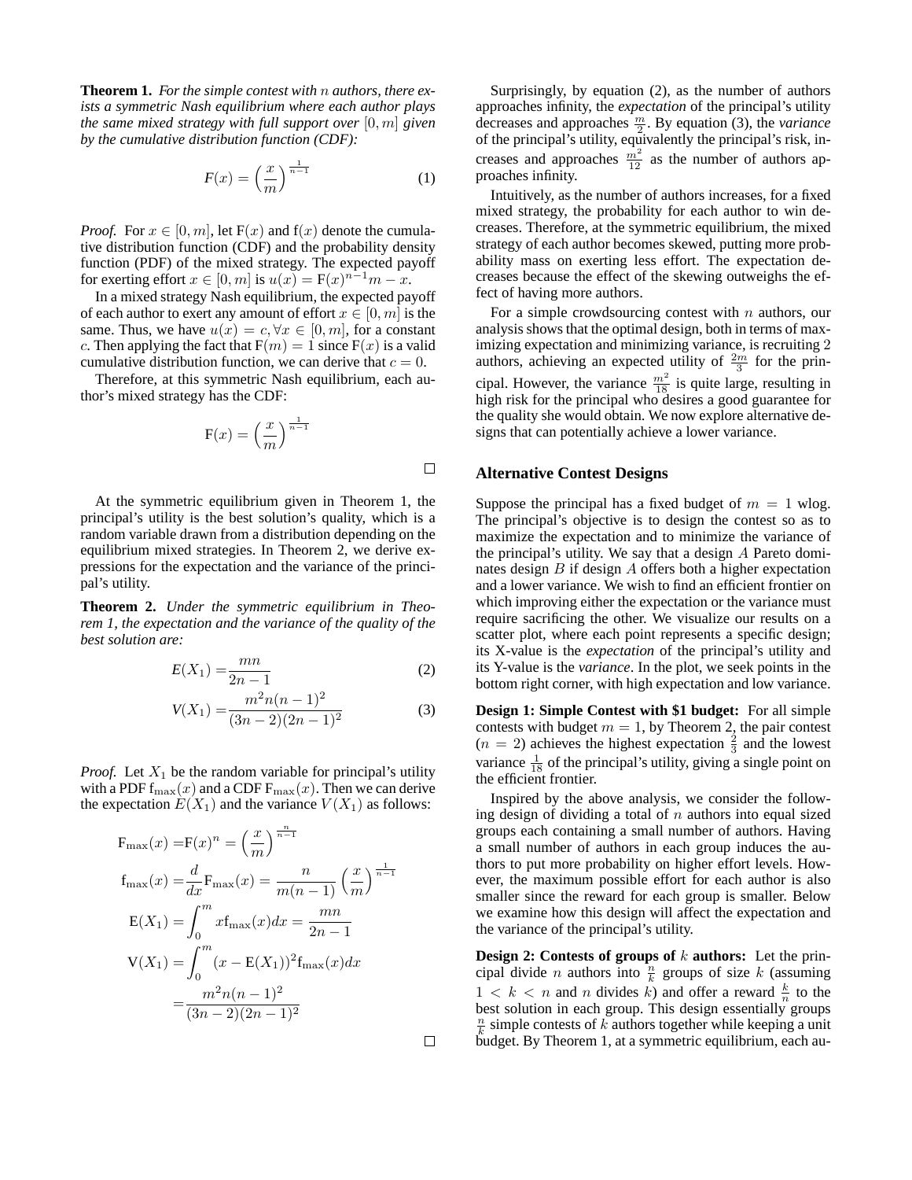**Theorem 1.** *For the simple contest with $n$ authors, there exists a symmetric Nash equilibrium where each author plays the same mixed strategy with full support over $[0, m]$ given by the cumulative distribution function (CDF):*

$$F(x) = \left(\frac{x}{m}\right)^{\frac{1}{n-1}} \tag{1}$$

*Proof.* For $x \in [0, m]$, let $\mathrm{F}(x)$ and $\mathrm{f}(x)$ denote the cumulative distribution function (CDF) and the probability density function (PDF) of the mixed strategy. The expected payoff for exerting effort $x \in [0, m]$ is $u(x) = \mathrm{F}(x)^{n-1}m - x$.

In a mixed strategy Nash equilibrium, the expected payoff of each author to exert any amount of effort $x \in [0, m]$ is the same. Thus, we have $u(x) = c, \forall x \in [0, m]$, for a constant $c$. Then applying the fact that $\mathrm{F}(m) = 1$ since $\mathrm{F}(x)$ is a valid cumulative distribution function, we can derive that $c = 0$.

Therefore, at this symmetric Nash equilibrium, each author's mixed strategy has the CDF:

$$\mathrm{F}(x) = \left(\frac{x}{m}\right)^{\frac{1}{n-1}}$$

□

At the symmetric equilibrium given in Theorem 1, the principal's utility is the best solution's quality, which is a random variable drawn from a distribution depending on the equilibrium mixed strategies. In Theorem 2, we derive expressions for the expectation and the variance of the principal's utility.

**Theorem 2.** *Under the symmetric equilibrium in Theorem 1, the expectation and the variance of the quality of the best solution are:*

$$E(X_1) = \frac{mn}{2n-1} \tag{2}$$

$$V(X_1) = \frac{m^2 n(n-1)^2}{(3n-2)(2n-1)^2} \tag{3}$$

*Proof.* Let $X_1$ be the random variable for principal's utility with a PDF $\mathrm{f}_{\max}(x)$ and a CDF $\mathrm{F}_{\max}(x)$. Then we can derive the expectation $E(X_1)$ and the variance $V(X_1)$ as follows:

$$\mathrm{F}_{\max}(x) = \mathrm{F}(x)^n = \left(\frac{x}{m}\right)^{\frac{n}{n-1}}$$

$$\mathrm{f}_{\max}(x) = \frac{d}{dx}\mathrm{F}_{\max}(x) = \frac{n}{m(n-1)}\left(\frac{x}{m}\right)^{\frac{1}{n-1}}$$

$$\mathrm{E}(X_1) = \int_0^m x\mathrm{f}_{\max}(x)dx = \frac{mn}{2n-1}$$

$$\mathrm{V}(X_1) = \int_0^m (x - \mathrm{E}(X_1))^2 \mathrm{f}_{\max}(x)dx$$

$$= \frac{m^2 n(n-1)^2}{(3n-2)(2n-1)^2}$$

□

Surprisingly, by equation (2), as the number of authors approaches infinity, the *expectation* of the principal's utility decreases and approaches $\frac{m}{2}$. By equation (3), the *variance* of the principal's utility, equivalently the principal's risk, increases and approaches $\frac{m^2}{12}$ as the number of authors approaches infinity.

Intuitively, as the number of authors increases, for a fixed mixed strategy, the probability for each author to win decreases. Therefore, at the symmetric equilibrium, the mixed strategy of each author becomes skewed, putting more probability mass on exerting less effort. The expectation decreases because the effect of the skewing outweighs the effect of having more authors.

For a simple crowdsourcing contest with $n$ authors, our analysis shows that the optimal design, both in terms of maximizing expectation and minimizing variance, is recruiting 2 authors, achieving an expected utility of $\frac{2m}{3}$ for the principal. However, the variance $\frac{m^2}{18}$ is quite large, resulting in high risk for the principal who desires a good guarantee for the quality she would obtain. We now explore alternative designs that can potentially achieve a lower variance.

## Alternative Contest Designs

Suppose the principal has a fixed budget of $m = 1$ wlog. The principal's objective is to design the contest so as to maximize the expectation and to minimize the variance of the principal's utility. We say that a design $A$ Pareto dominates design $B$ if design $A$ offers both a higher expectation and a lower variance. We wish to find an efficient frontier on which improving either the expectation or the variance must require sacrificing the other. We visualize our results on a scatter plot, where each point represents a specific design; its X-value is the *expectation* of the principal's utility and its Y-value is the *variance*. In the plot, we seek points in the bottom right corner, with high expectation and low variance.

**Design 1: Simple Contest with \$1 budget:** For all simple contests with budget $m = 1$, by Theorem 2, the pair contest ($n = 2$) achieves the highest expectation $\frac{2}{3}$ and the lowest variance $\frac{1}{18}$ of the principal's utility, giving a single point on the efficient frontier.

Inspired by the above analysis, we consider the following design of dividing a total of $n$ authors into equal sized groups each containing a small number of authors. Having a small number of authors in each group induces the authors to put more probability on higher effort levels. However, the maximum possible effort for each author is also smaller since the reward for each group is smaller. Below we examine how this design will affect the expectation and the variance of the principal's utility.

**Design 2: Contests of groups of $k$ authors:** Let the principal divide $n$ authors into $\frac{n}{k}$ groups of size $k$ (assuming $1 < k < n$ and $n$ divides $k$) and offer a reward $\frac{k}{n}$ to the best solution in each group. This design essentially groups $\frac{n}{k}$ simple contests of $k$ authors together while keeping a unit budget. By Theorem 1, at a symmetric equilibrium, each au-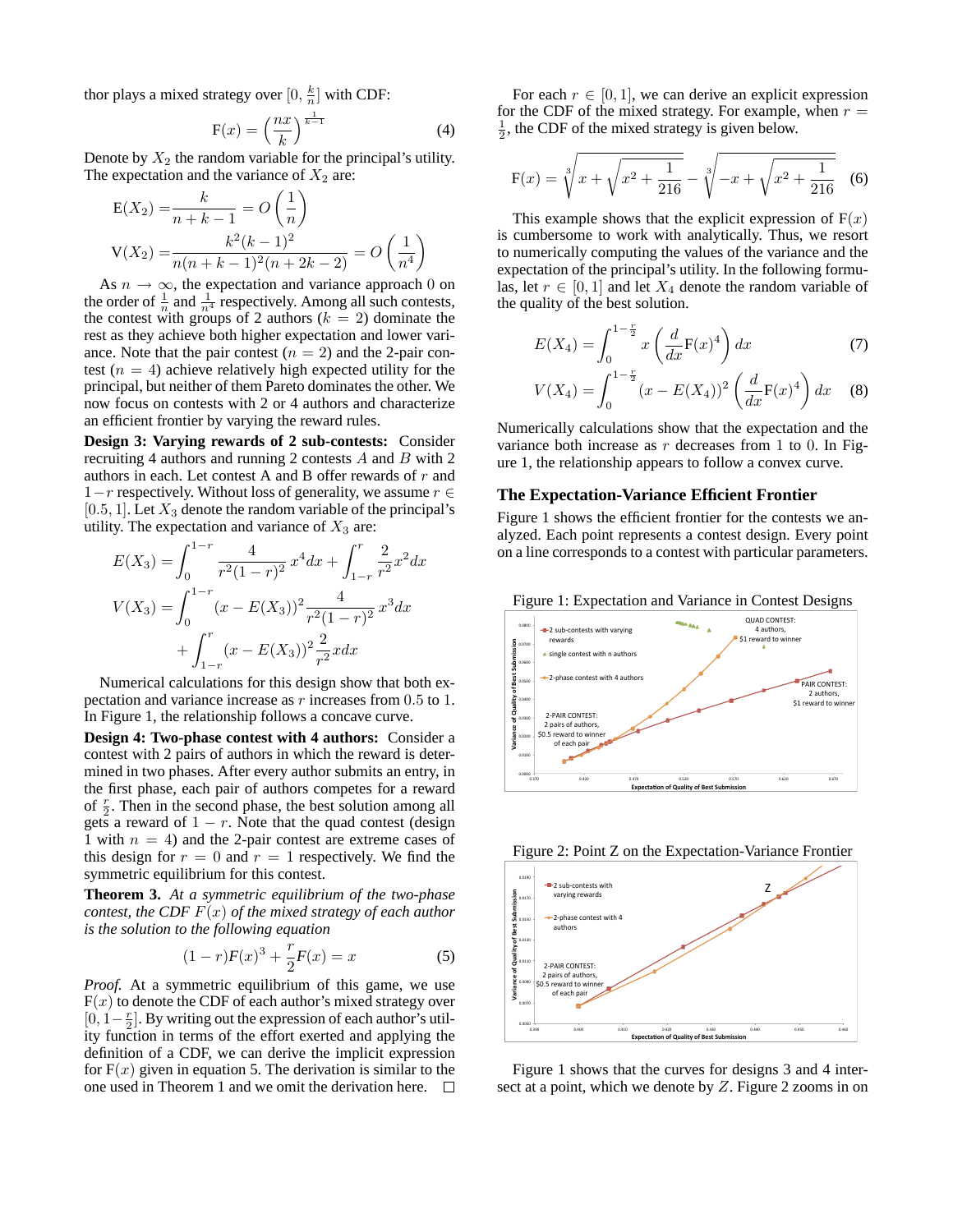thor plays a mixed strategy over $[0, \frac{k}{n}]$ with CDF:

$$\mathrm{F}(x) = \left(\frac{nx}{k}\right)^{\frac{1}{k-1}} \quad (4)$$

Denote by $X_2$ the random variable for the principal's utility. The expectation and the variance of $X_2$ are:

$$\mathrm{E}(X_2) = \frac{k}{n+k-1} = O\left(\frac{1}{n}\right)$$

$$\mathrm{V}(X_2) = \frac{k^2(k-1)^2}{n(n+k-1)^2(n+2k-2)} = O\left(\frac{1}{n^4}\right)$$

As $n \to \infty$, the expectation and variance approach 0 on the order of $\frac{1}{n}$ and $\frac{1}{n^4}$ respectively. Among all such contests, the contest with groups of 2 authors ($k = 2$) dominate the rest as they achieve both higher expectation and lower variance. Note that the pair contest ($n = 2$) and the 2-pair contest ($n = 4$) achieve relatively high expected utility for the principal, but neither of them Pareto dominates the other. We now focus on contests with 2 or 4 authors and characterize an efficient frontier by varying the reward rules.

**Design 3: Varying rewards of 2 sub-contests:** Consider recruiting 4 authors and running 2 contests $A$ and $B$ with 2 authors in each. Let contest A and B offer rewards of $r$ and $1-r$ respectively. Without loss of generality, we assume $r \in [0.5, 1]$. Let $X_3$ denote the random variable of the principal's utility. The expectation and variance of $X_3$ are:

$$E(X_3) = \int_0^{1-r} \frac{4}{r^2(1-r)^2}x^4 dx + \int_{1-r}^{r} \frac{2}{r^2}x^2 dx$$

$$V(X_3) = \int_0^{1-r} (x - E(X_3))^2 \frac{4}{r^2(1-r)^2}x^3 dx + \int_{1-r}^{r} (x - E(X_3))^2 \frac{2}{r^2}x dx$$

Numerical calculations for this design show that both expectation and variance increase as $r$ increases from 0.5 to 1. In Figure 1, the relationship follows a concave curve.

**Design 4: Two-phase contest with 4 authors:** Consider a contest with 2 pairs of authors in which the reward is determined in two phases. After every author submits an entry, in the first phase, each pair of authors competes for a reward of $\frac{r}{2}$. Then in the second phase, the best solution among all gets a reward of $1-r$. Note that the quad contest (design 1 with $n = 4$) and the 2-pair contest are extreme cases of this design for $r = 0$ and $r = 1$ respectively. We find the symmetric equilibrium for this contest.

**Theorem 3.** *At a symmetric equilibrium of the two-phase contest, the CDF $F(x)$ of the mixed strategy of each author is the solution to the following equation*

$$(1-r)F(x)^3 + \frac{r}{2}F(x) = x \quad (5)$$

*Proof.* At a symmetric equilibrium of this game, we use $\mathrm{F}(x)$ to denote the CDF of each author's mixed strategy over $[0, 1-\frac{r}{2}]$. By writing out the expression of each author's utility function in terms of the effort exerted and applying the definition of a CDF, we can derive the implicit expression for $\mathrm{F}(x)$ given in equation 5. The derivation is similar to the one used in Theorem 1 and we omit the derivation here. □

For each $r \in [0, 1]$, we can derive an explicit expression for the CDF of the mixed strategy. For example, when $r = \frac{1}{2}$, the CDF of the mixed strategy is given below.

$$\mathrm{F}(x) = \sqrt[3]{x + \sqrt{x^2 + \frac{1}{216}}} - \sqrt[3]{-x + \sqrt{x^2 + \frac{1}{216}}} \quad (6)$$

This example shows that the explicit expression of $\mathrm{F}(x)$ is cumbersome to work with analytically. Thus, we resort to numerically computing the values of the variance and the expectation of the principal's utility. In the following formulas, let $r \in [0, 1]$ and let $X_4$ denote the random variable of the quality of the best solution.

$$E(X_4) = \int_0^{1-\frac{r}{2}} x\left(\frac{d}{dx}\mathrm{F}(x)^4\right) dx \quad (7)$$

$$V(X_4) = \int_0^{1-\frac{r}{2}} (x - E(X_4))^2 \left(\frac{d}{dx}\mathrm{F}(x)^4\right) dx \quad (8)$$

Numerically calculations show that the expectation and the variance both increase as $r$ decreases from 1 to 0. In Figure 1, the relationship appears to follow a convex curve.

## The Expectation-Variance Efficient Frontier

Figure 1 shows the efficient frontier for the contests we analyzed. Each point represents a contest design. Every point on a line corresponds to a contest with particular parameters.

Figure 1: Expectation and Variance in Contest Designs

Figure 2: Point Z on the Expectation-Variance Frontier

Figure 1 shows that the curves for designs 3 and 4 intersect at a point, which we denote by $Z$. Figure 2 zooms in on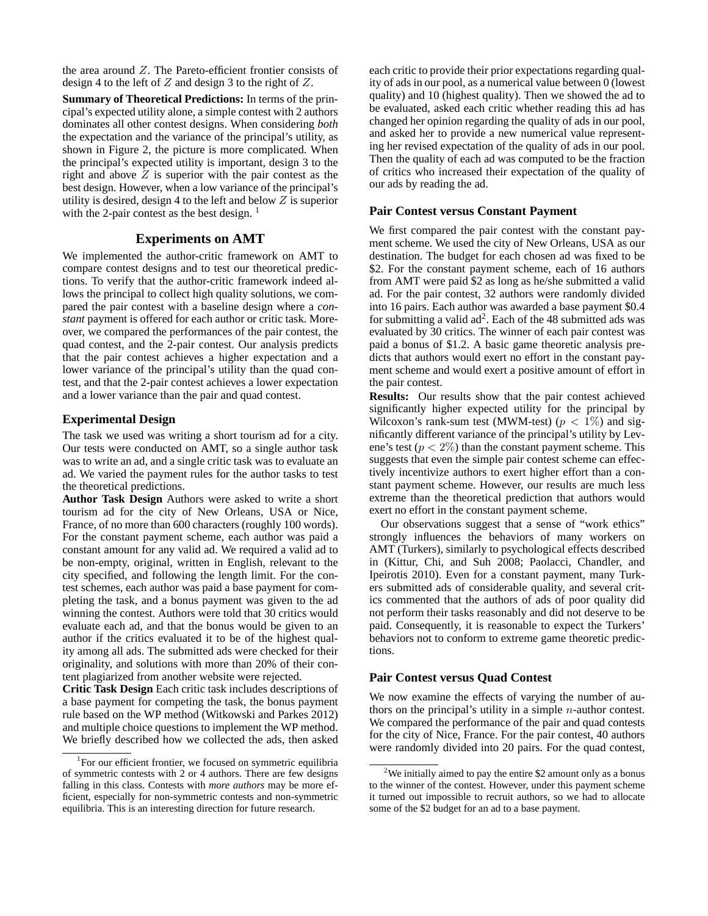the area around $Z$. The Pareto-efficient frontier consists of design 4 to the left of $Z$ and design 3 to the right of $Z$.

**Summary of Theoretical Predictions:** In terms of the principal's expected utility alone, a simple contest with 2 authors dominates all other contest designs. When considering *both* the expectation and the variance of the principal's utility, as shown in Figure 2, the picture is more complicated. When the principal's expected utility is important, design 3 to the right and above $Z$ is superior with the pair contest as the best design. However, when a low variance of the principal's utility is desired, design 4 to the left and below $Z$ is superior with the 2-pair contest as the best design. [1]

## Experiments on AMT

We implemented the author-critic framework on AMT to compare contest designs and to test our theoretical predictions. To verify that the author-critic framework indeed allows the principal to collect high quality solutions, we compared the pair contest with a baseline design where a *constant* payment is offered for each author or critic task. Moreover, we compared the performances of the pair contest, the quad contest, and the 2-pair contest. Our analysis predicts that the pair contest achieves a higher expectation and a lower variance of the principal's utility than the quad contest, and that the 2-pair contest achieves a lower expectation and a lower variance than the pair and quad contest.

### Experimental Design

The task we used was writing a short tourism ad for a city. Our tests were conducted on AMT, so a single author task was to write an ad, and a single critic task was to evaluate an ad. We varied the payment rules for the author tasks to test the theoretical predictions.

**Author Task Design** Authors were asked to write a short tourism ad for the city of New Orleans, USA or Nice, France, of no more than 600 characters (roughly 100 words). For the constant payment scheme, each author was paid a constant amount for any valid ad. We required a valid ad to be non-empty, original, written in English, relevant to the city specified, and following the length limit. For the contest schemes, each author was paid a base payment for completing the task, and a bonus payment was given to the ad winning the contest. Authors were told that 30 critics would evaluate each ad, and that the bonus would be given to an author if the critics evaluated it to be of the highest quality among all ads. The submitted ads were checked for their originality, and solutions with more than 20% of their content plagiarized from another website were rejected.

**Critic Task Design** Each critic task includes descriptions of a base payment for competing the task, the bonus payment rule based on the WP method (Witkowski and Parkes 2012) and multiple choice questions to implement the WP method. We briefly described how we collected the ads, then asked each critic to provide their prior expectations regarding quality of ads in our pool, as a numerical value between 0 (lowest quality) and 10 (highest quality). Then we showed the ad to be evaluated, asked each critic whether reading this ad has changed her opinion regarding the quality of ads in our pool, and asked her to provide a new numerical value representing her revised expectation of the quality of ads in our pool. Then the quality of each ad was computed to be the fraction of critics who increased their expectation of the quality of our ads by reading the ad.

### Pair Contest versus Constant Payment

We first compared the pair contest with the constant payment scheme. We used the city of New Orleans, USA as our destination. The budget for each chosen ad was fixed to be \$2. For the constant payment scheme, each of 16 authors from AMT were paid \$2 as long as he/she submitted a valid ad. For the pair contest, 32 authors were randomly divided into 16 pairs. Each author was awarded a base payment \$0.4 for submitting a valid ad[2]. Each of the 48 submitted ads was evaluated by 30 critics. The winner of each pair contest was paid a bonus of \$1.2. A basic game theoretic analysis predicts that authors would exert no effort in the constant payment scheme and would exert a positive amount of effort in the pair contest.

**Results:** Our results show that the pair contest achieved significantly higher expected utility for the principal by Wilcoxon's rank-sum test (MWM-test) ($p < 1\%$) and significantly different variance of the principal's utility by Levene's test ($p < 2\%$) than the constant payment scheme. This suggests that even the simple pair contest scheme can effectively incentivize authors to exert higher effort than a constant payment scheme. However, our results are much less extreme than the theoretical prediction that authors would exert no effort in the constant payment scheme.

Our observations suggest that a sense of "work ethics" strongly influences the behaviors of many workers on AMT (Turkers), similarly to psychological effects described in (Kittur, Chi, and Suh 2008; Paolacci, Chandler, and Ipeirotis 2010). Even for a constant payment, many Turkers submitted ads of considerable quality, and several critics commented that the authors of ads of poor quality did not perform their tasks reasonably and did not deserve to be paid. Consequently, it is reasonable to expect the Turkers' behaviors not to conform to extreme game theoretic predictions.

### Pair Contest versus Quad Contest

We now examine the effects of varying the number of authors on the principal's utility in a simple $n$-author contest. We compared the performance of the pair and quad contests for the city of Nice, France. For the pair contest, 40 authors were randomly divided into 20 pairs. For the quad contest,

---

[1] For our efficient frontier, we focused on symmetric equilibria of symmetric contests with 2 or 4 authors. There are few designs falling in this class. Contests with *more authors* may be more efficient, especially for non-symmetric contests and non-symmetric equilibria. This is an interesting direction for future research.

[2] We initially aimed to pay the entire \$2 amount only as a bonus to the winner of the contest. However, under this payment scheme it turned out impossible to recruit authors, so we had to allocate some of the \$2 budget for an ad to a base payment.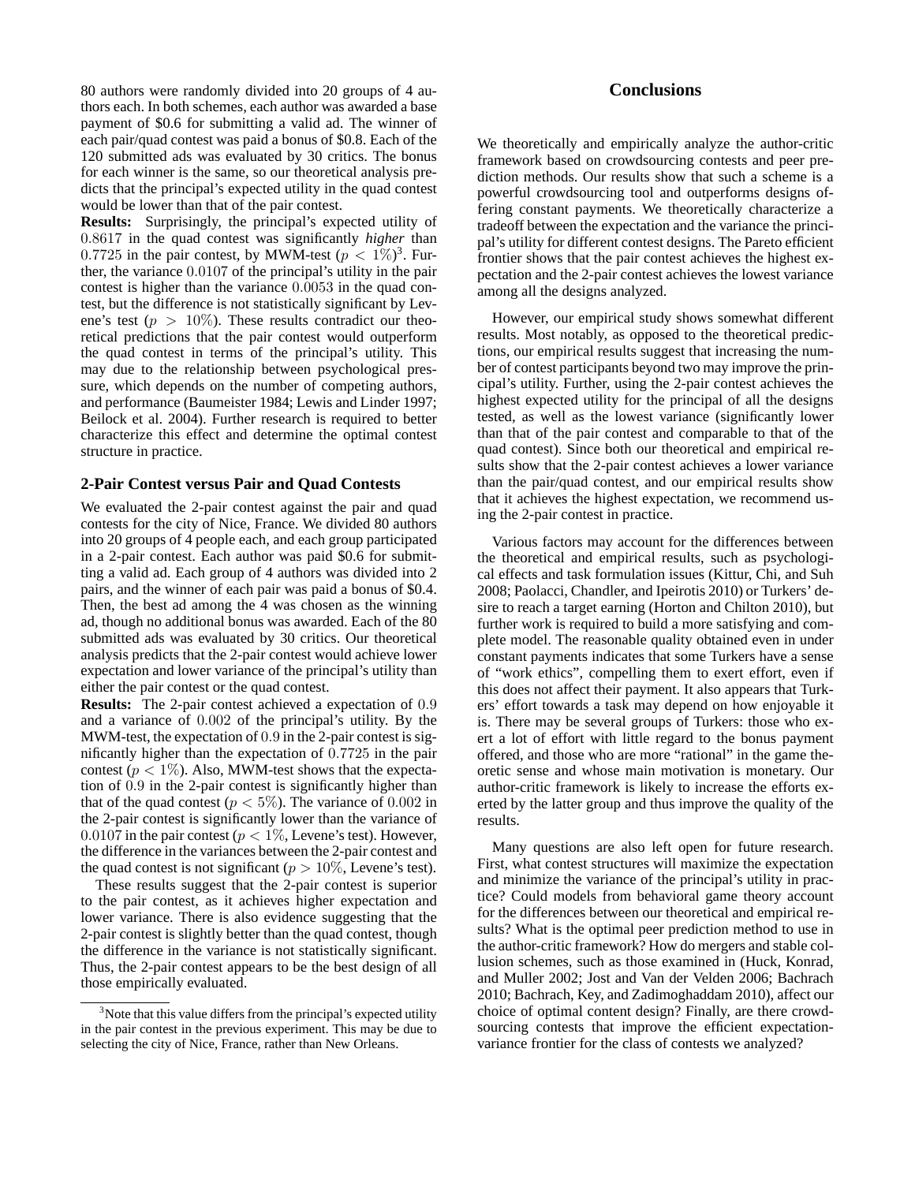80 authors were randomly divided into 20 groups of 4 authors each. In both schemes, each author was awarded a base payment of \$0.6 for submitting a valid ad. The winner of each pair/quad contest was paid a bonus of \$0.8. Each of the 120 submitted ads was evaluated by 30 critics. The bonus for each winner is the same, so our theoretical analysis predicts that the principal's expected utility in the quad contest would be lower than that of the pair contest.

**Results:** Surprisingly, the principal's expected utility of $0.8617$ in the quad contest was significantly *higher* than $0.7725$ in the pair contest, by MWM-test ($p < 1\%$)[3]. Further, the variance $0.0107$ of the principal's utility in the pair contest is higher than the variance $0.0053$ in the quad contest, but the difference is not statistically significant by Levene's test ($p > 10\%$). These results contradict our theoretical predictions that the pair contest would outperform the quad contest in terms of the principal's utility. This may due to the relationship between psychological pressure, which depends on the number of competing authors, and performance (Baumeister 1984; Lewis and Linder 1997; Beilock et al. 2004). Further research is required to better characterize this effect and determine the optimal contest structure in practice.

### 2-Pair Contest versus Pair and Quad Contests

We evaluated the 2-pair contest against the pair and quad contests for the city of Nice, France. We divided 80 authors into 20 groups of 4 people each, and each group participated in a 2-pair contest. Each author was paid \$0.6 for submitting a valid ad. Each group of 4 authors was divided into 2 pairs, and the winner of each pair was paid a bonus of \$0.4. Then, the best ad among the 4 was chosen as the winning ad, though no additional bonus was awarded. Each of the 80 submitted ads was evaluated by 30 critics. Our theoretical analysis predicts that the 2-pair contest would achieve lower expectation and lower variance of the principal's utility than either the pair contest or the quad contest.

**Results:** The 2-pair contest achieved a expectation of $0.9$ and a variance of $0.002$ of the principal's utility. By the MWM-test, the expectation of $0.9$ in the 2-pair contest is significantly higher than the expectation of $0.7725$ in the pair contest ($p < 1\%$). Also, MWM-test shows that the expectation of $0.9$ in the 2-pair contest is significantly higher than that of the quad contest ($p < 5\%$). The variance of $0.002$ in the 2-pair contest is significantly lower than the variance of $0.0107$ in the pair contest ($p < 1\%$, Levene's test). However, the difference in the variances between the 2-pair contest and the quad contest is not significant ($p > 10\%$, Levene's test).

These results suggest that the 2-pair contest is superior to the pair contest, as it achieves higher expectation and lower variance. There is also evidence suggesting that the 2-pair contest is slightly better than the quad contest, though the difference in the variance is not statistically significant. Thus, the 2-pair contest appears to be the best design of all those empirically evaluated.

[3]Note that this value differs from the principal's expected utility in the pair contest in the previous experiment. This may be due to selecting the city of Nice, France, rather than New Orleans.

## Conclusions

We theoretically and empirically analyze the author-critic framework based on crowdsourcing contests and peer prediction methods. Our results show that such a scheme is a powerful crowdsourcing tool and outperforms designs offering constant payments. We theoretically characterize a tradeoff between the expectation and the variance the principal's utility for different contest designs. The Pareto efficient frontier shows that the pair contest achieves the highest expectation and the 2-pair contest achieves the lowest variance among all the designs analyzed.

However, our empirical study shows somewhat different results. Most notably, as opposed to the theoretical predictions, our empirical results suggest that increasing the number of contest participants beyond two may improve the principal's utility. Further, using the 2-pair contest achieves the highest expected utility for the principal of all the designs tested, as well as the lowest variance (significantly lower than that of the pair contest and comparable to that of the quad contest). Since both our theoretical and empirical results show that the 2-pair contest achieves a lower variance than the pair/quad contest, and our empirical results show that it achieves the highest expectation, we recommend using the 2-pair contest in practice.

Various factors may account for the differences between the theoretical and empirical results, such as psychological effects and task formulation issues (Kittur, Chi, and Suh 2008; Paolacci, Chandler, and Ipeirotis 2010) or Turkers' desire to reach a target earning (Horton and Chilton 2010), but further work is required to build a more satisfying and complete model. The reasonable quality obtained even in under constant payments indicates that some Turkers have a sense of "work ethics", compelling them to exert effort, even if this does not affect their payment. It also appears that Turkers' effort towards a task may depend on how enjoyable it is. There may be several groups of Turkers: those who exert a lot of effort with little regard to the bonus payment offered, and those who are more "rational" in the game theoretic sense and whose main motivation is monetary. Our author-critic framework is likely to increase the efforts exerted by the latter group and thus improve the quality of the results.

Many questions are also left open for future research. First, what contest structures will maximize the expectation and minimize the variance of the principal's utility in practice? Could models from behavioral game theory account for the differences between our theoretical and empirical results? What is the optimal peer prediction method to use in the author-critic framework? How do mergers and stable collusion schemes, such as those examined in (Huck, Konrad, and Muller 2002; Jost and Van der Velden 2006; Bachrach 2010; Bachrach, Key, and Zadimoghaddam 2010), affect our choice of optimal content design? Finally, are there crowdsourcing contests that improve the efficient expectation-variance frontier for the class of contests we analyzed?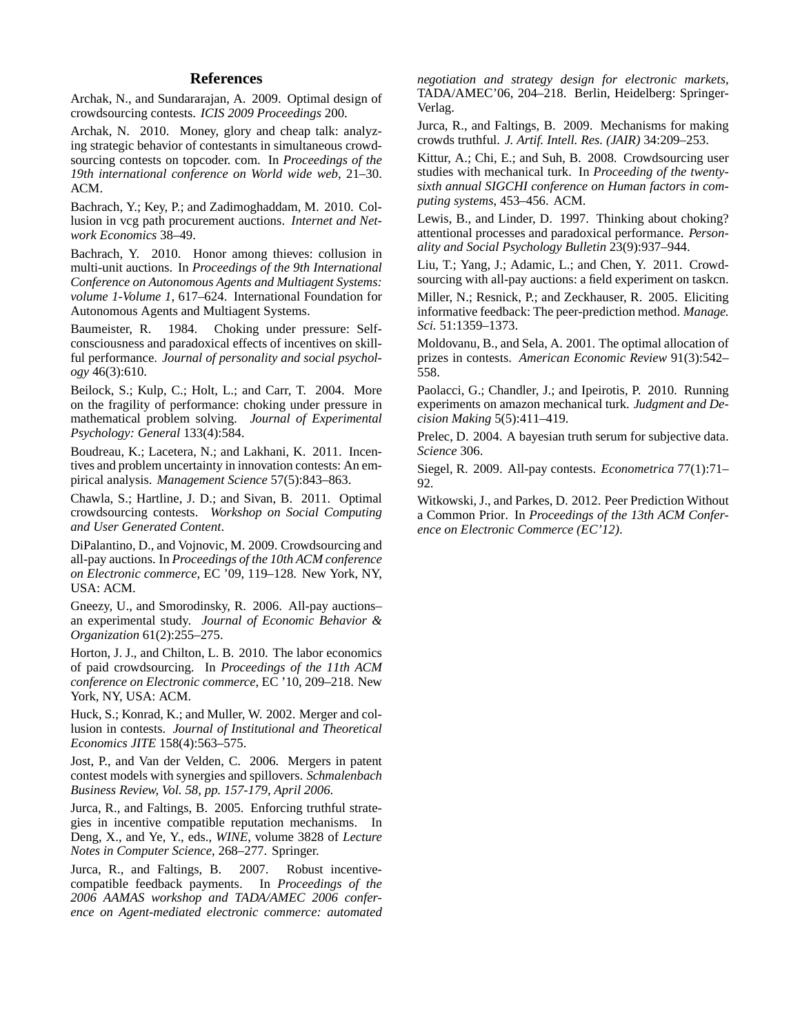## References

Archak, N., and Sundararajan, A. 2009. Optimal design of crowdsourcing contests. *ICIS 2009 Proceedings* 200.

Archak, N. 2010. Money, glory and cheap talk: analyzing strategic behavior of contestants in simultaneous crowdsourcing contests on topcoder. com. In *Proceedings of the 19th international conference on World wide web*, 21–30. ACM.

Bachrach, Y.; Key, P.; and Zadimoghaddam, M. 2010. Collusion in vcg path procurement auctions. *Internet and Network Economics* 38–49.

Bachrach, Y. 2010. Honor among thieves: collusion in multi-unit auctions. In *Proceedings of the 9th International Conference on Autonomous Agents and Multiagent Systems: volume 1-Volume 1*, 617–624. International Foundation for Autonomous Agents and Multiagent Systems.

Baumeister, R. 1984. Choking under pressure: Self-consciousness and paradoxical effects of incentives on skillful performance. *Journal of personality and social psychology* 46(3):610.

Beilock, S.; Kulp, C.; Holt, L.; and Carr, T. 2004. More on the fragility of performance: choking under pressure in mathematical problem solving. *Journal of Experimental Psychology: General* 133(4):584.

Boudreau, K.; Lacetera, N.; and Lakhani, K. 2011. Incentives and problem uncertainty in innovation contests: An empirical analysis. *Management Science* 57(5):843–863.

Chawla, S.; Hartline, J. D.; and Sivan, B. 2011. Optimal crowdsourcing contests. *Workshop on Social Computing and User Generated Content*.

DiPalantino, D., and Vojnovic, M. 2009. Crowdsourcing and all-pay auctions. In *Proceedings of the 10th ACM conference on Electronic commerce*, EC '09, 119–128. New York, NY, USA: ACM.

Gneezy, U., and Smorodinsky, R. 2006. All-pay auctions–an experimental study. *Journal of Economic Behavior & Organization* 61(2):255–275.

Horton, J. J., and Chilton, L. B. 2010. The labor economics of paid crowdsourcing. In *Proceedings of the 11th ACM conference on Electronic commerce*, EC '10, 209–218. New York, NY, USA: ACM.

Huck, S.; Konrad, K.; and Muller, W. 2002. Merger and collusion in contests. *Journal of Institutional and Theoretical Economics JITE* 158(4):563–575.

Jost, P., and Van der Velden, C. 2006. Mergers in patent contest models with synergies and spillovers. *Schmalenbach Business Review, Vol. 58, pp. 157-179, April 2006*.

Jurca, R., and Faltings, B. 2005. Enforcing truthful strategies in incentive compatible reputation mechanisms. In Deng, X., and Ye, Y., eds., *WINE*, volume 3828 of *Lecture Notes in Computer Science*, 268–277. Springer.

Jurca, R., and Faltings, B. 2007. Robust incentive-compatible feedback payments. In *Proceedings of the 2006 AAMAS workshop and TADA/AMEC 2006 conference on Agent-mediated electronic commerce: automated negotiation and strategy design for electronic markets*, TADA/AMEC'06, 204–218. Berlin, Heidelberg: Springer-Verlag.

Jurca, R., and Faltings, B. 2009. Mechanisms for making crowds truthful. *J. Artif. Intell. Res. (JAIR)* 34:209–253.

Kittur, A.; Chi, E.; and Suh, B. 2008. Crowdsourcing user studies with mechanical turk. In *Proceeding of the twenty-sixth annual SIGCHI conference on Human factors in computing systems*, 453–456. ACM.

Lewis, B., and Linder, D. 1997. Thinking about choking? attentional processes and paradoxical performance. *Personality and Social Psychology Bulletin* 23(9):937–944.

Liu, T.; Yang, J.; Adamic, L.; and Chen, Y. 2011. Crowdsourcing with all-pay auctions: a field experiment on taskcn.

Miller, N.; Resnick, P.; and Zeckhauser, R. 2005. Eliciting informative feedback: The peer-prediction method. *Manage. Sci.* 51:1359–1373.

Moldovanu, B., and Sela, A. 2001. The optimal allocation of prizes in contests. *American Economic Review* 91(3):542–558.

Paolacci, G.; Chandler, J.; and Ipeirotis, P. 2010. Running experiments on amazon mechanical turk. *Judgment and Decision Making* 5(5):411–419.

Prelec, D. 2004. A bayesian truth serum for subjective data. *Science* 306.

Siegel, R. 2009. All-pay contests. *Econometrica* 77(1):71–92.

Witkowski, J., and Parkes, D. 2012. Peer Prediction Without a Common Prior. In *Proceedings of the 13th ACM Conference on Electronic Commerce (EC'12)*.